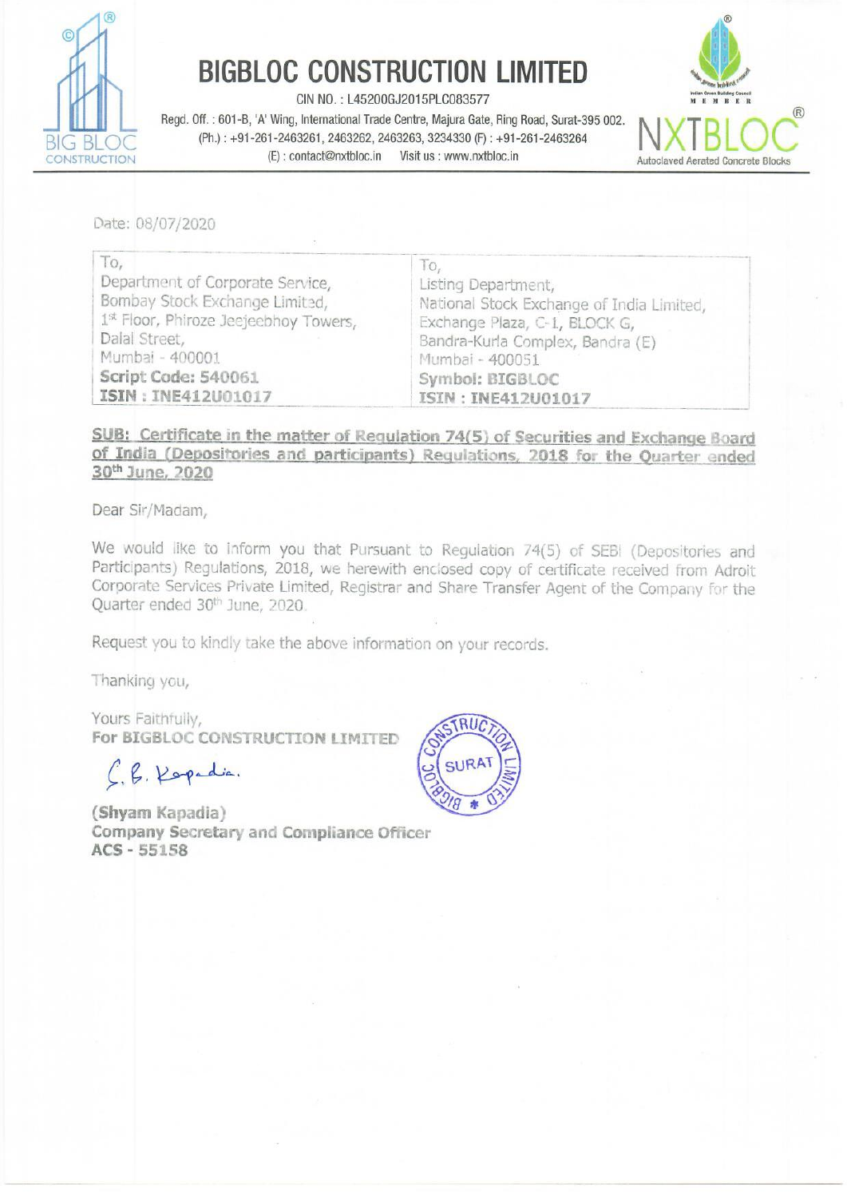# BIGBLOC CONSTRUCTION LIMITED

CIN NO. : L45200GJ2015PLC083577

Regd. Off. : 601-B, 'A' Wing, International Trade Centre, Majura Gate, Ring Road, Surat-395 002.
(Ph.) : +91-261-2463261, 2463262, 2463263, 3234330 (F) : +91-261-2463264
(E) : contact@nxtbloc.in Visit us : www.nxtbloc.in

NXTBLOC® Autoclaved Aerated Concrete Blocks

Date: 08/07/2020

| To, | To, |
|---|---|
| Department of Corporate Service, | Listing Department, |
| Bombay Stock Exchange Limited, | National Stock Exchange of India Limited, |
| 1st Floor, Phiroze Jeejeebhoy Towers, | Exchange Plaza, C-1, BLOCK G, |
| Dalal Street, | Bandra-Kurla Complex, Bandra (E) |
| Mumbai - 400001 | Mumbai - 400051 |
| **Script Code: 540061** | **Symbol: BIGBLOC** |
| **ISIN : INE412U01017** | **ISIN : INE412U01017** |

**SUB: Certificate in the matter of Regulation 74(5) of Securities and Exchange Board of India (Depositories and participants) Regulations, 2018 for the Quarter ended 30th June, 2020**

Dear Sir/Madam,

We would like to inform you that Pursuant to Regulation 74(5) of SEBI (Depositories and Participants) Regulations, 2018, we herewith enclosed copy of certificate received from Adroit Corporate Services Private Limited, Registrar and Share Transfer Agent of the Company for the Quarter ended 30th June, 2020.

Request you to kindly take the above information on your records.

Thanking you,

Yours Faithfully,
**For BIGBLOC CONSTRUCTION LIMITED**

S. B. Kapadia.

**(Shyam Kapadia)**
**Company Secretary and Compliance Officer**
**ACS - 55158**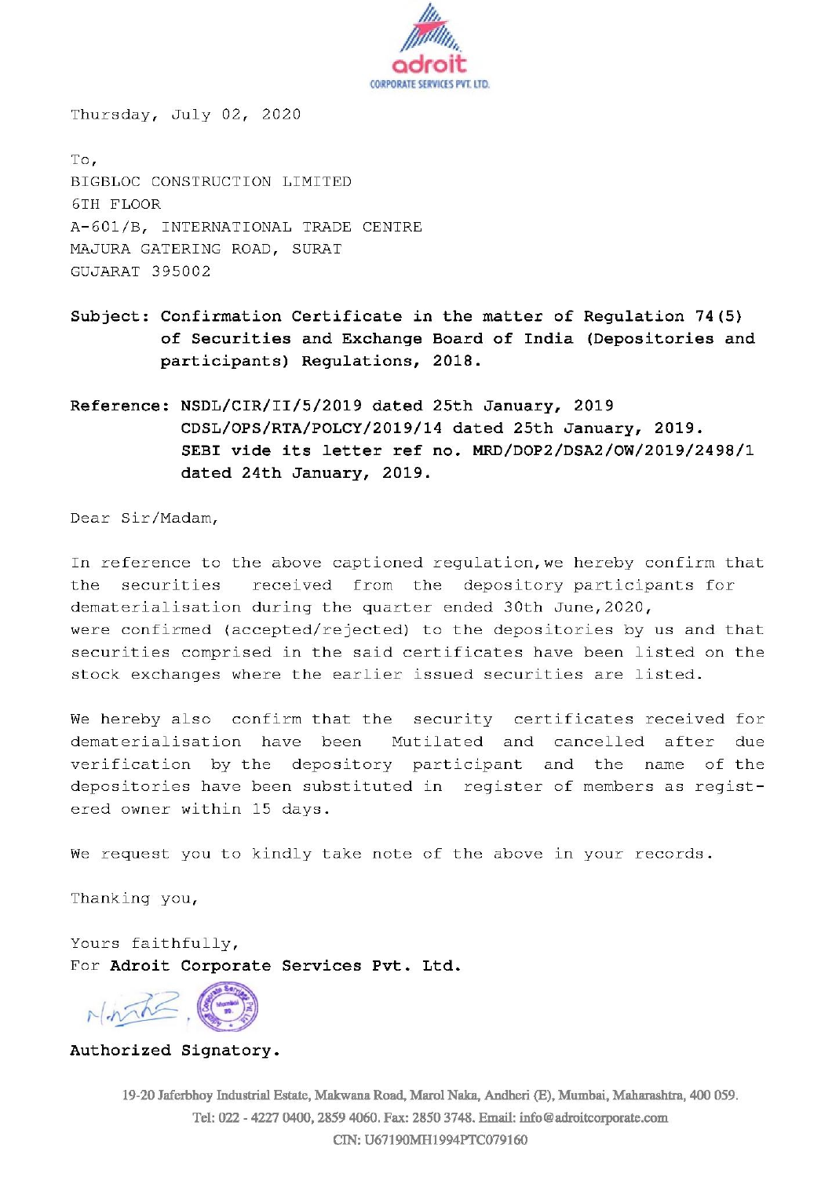adroit
CORPORATE SERVICES PVT. LTD.

Thursday, July 02, 2020

To,
BIGBLOC CONSTRUCTION LIMITED
6TH FLOOR
A-601/B, INTERNATIONAL TRADE CENTRE
MAJURA GATERING ROAD, SURAT
GUJARAT 395002

**Subject: Confirmation Certificate in the matter of Regulation 74(5) of Securities and Exchange Board of India (Depositories and participants) Regulations, 2018.**

**Reference: NSDL/CIR/II/5/2019 dated 25th January, 2019**
**CDSL/OPS/RTA/POLCY/2019/14 dated 25th January, 2019.**
**SEBI vide its letter ref no. MRD/DOP2/DSA2/OW/2019/2498/1 dated 24th January, 2019.**

Dear Sir/Madam,

In reference to the above captioned regulation, we hereby confirm that the securities received from the depository participants for dematerialisation during the quarter ended 30th June, 2020, were confirmed (accepted/rejected) to the depositories by us and that securities comprised in the said certificates have been listed on the stock exchanges where the earlier issued securities are listed.

We hereby also confirm that the security certificates received for dematerialisation have been Mutilated and cancelled after due verification by the depository participant and the name of the depositories have been substituted in register of members as registered owner within 15 days.

We request you to kindly take note of the above in your records.

Thanking you,

Yours faithfully,
For **Adroit Corporate Services Pvt. Ltd.**

**Authorized Signatory.**

19-20 Jaferbhoy Industrial Estate, Makwana Road, Marol Naka, Andheri (E), Mumbai, Maharashtra, 400 059.
Tel: 022 - 4227 0400, 2859 4060. Fax: 2850 3748. Email: info@adroitcorporate.com
CIN: U67190MH1994PTC079160